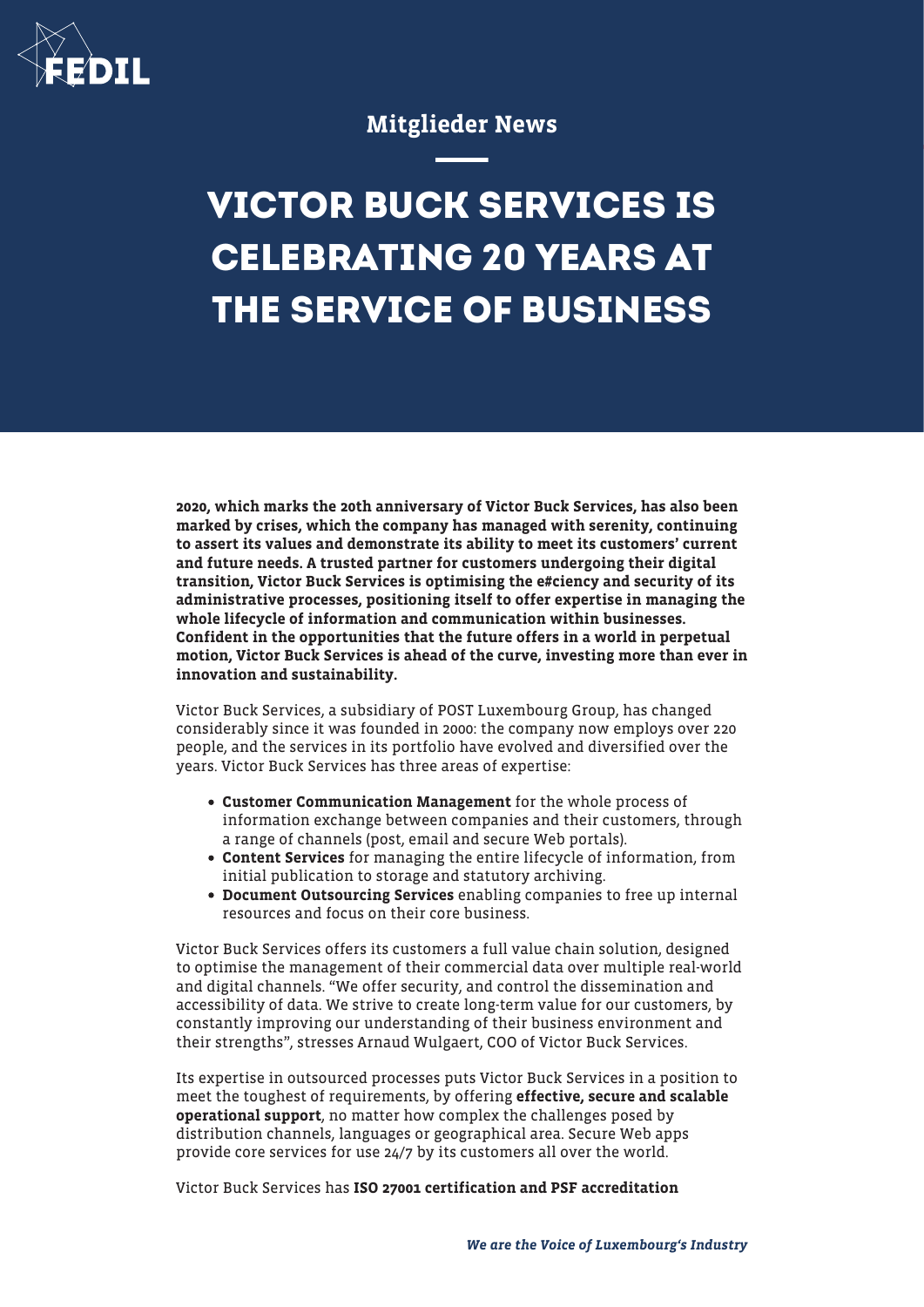Mitglieder News

# VICTOR BUCK SERVICES IS CELEBRATING 20 YEARS AT THE SERVICE OF BUSINESS

**2020, which marks the 20th anniversary of Victor Buck Services, has also been marked by crises, which the company has managed with serenity, continuing to assert its values and demonstrate its ability to meet its customers' current and future needs. A trusted partner for customers undergoing their digital transition, Victor Buck Services is optimising the e#ciency and security of its administrative processes, positioning itself to offer expertise in managing the whole lifecycle of information and communication within businesses. Confident in the opportunities that the future offers in a world in perpetual motion, Victor Buck Services is ahead of the curve, investing more than ever in innovation and sustainability.**

Victor Buck Services, a subsidiary of POST Luxembourg Group, has changed considerably since it was founded in 2000: the company now employs over 220 people, and the services in its portfolio have evolved and diversified over the years. Victor Buck Services has three areas of expertise:

- **Customer Communication Management** for the whole process of information exchange between companies and their customers, through a range of channels (post, email and secure Web portals).
- **Content Services** for managing the entire lifecycle of information, from initial publication to storage and statutory archiving.
- **Document Outsourcing Services** enabling companies to free up internal resources and focus on their core business.

Victor Buck Services offers its customers a full value chain solution, designed to optimise the management of their commercial data over multiple real-world and digital channels. "We offer security, and control the dissemination and accessibility of data. We strive to create long-term value for our customers, by constantly improving our understanding of their business environment and their strengths", stresses Arnaud Wulgaert, COO of Victor Buck Services.

Its expertise in outsourced processes puts Victor Buck Services in a position to meet the toughest of requirements, by offering **effective, secure and scalable operational support**, no matter how complex the challenges posed by distribution channels, languages or geographical area. Secure Web apps provide core services for use 24/7 by its customers all over the world.

Victor Buck Services has **ISO 27001 certification and PSF accreditation**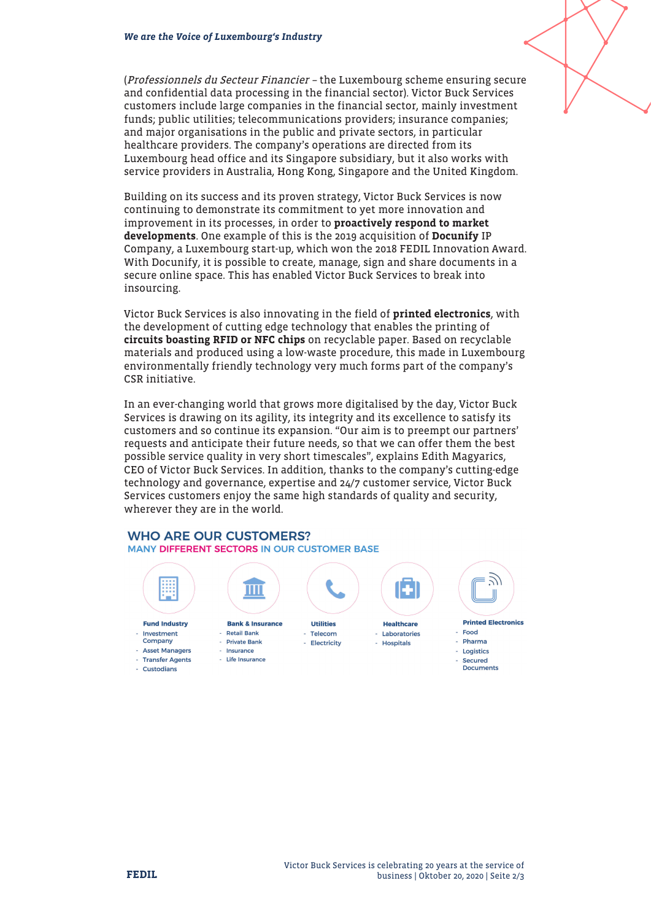(*Professionnels du Secteur Financier* – the Luxembourg scheme ensuring secure and confidential data processing in the financial sector). Victor Buck Services customers include large companies in the financial sector, mainly investment funds; public utilities; telecommunications providers; insurance companies; and major organisations in the public and private sectors, in particular healthcare providers. The company's operations are directed from its Luxembourg head office and its Singapore subsidiary, but it also works with service providers in Australia, Hong Kong, Singapore and the United Kingdom.

Building on its success and its proven strategy, Victor Buck Services is now continuing to demonstrate its commitment to yet more innovation and improvement in its processes, in order to **proactively respond to market developments**. One example of this is the 2019 acquisition of **Docunify** IP Company, a Luxembourg start-up, which won the 2018 FEDIL Innovation Award. With Docunify, it is possible to create, manage, sign and share documents in a secure online space. This has enabled Victor Buck Services to break into insourcing.

Victor Buck Services is also innovating in the field of **printed electronics**, with the development of cutting edge technology that enables the printing of **circuits boasting RFID or NFC chips** on recyclable paper. Based on recyclable materials and produced using a low-waste procedure, this made in Luxembourg environmentally friendly technology very much forms part of the company's CSR initiative.

In an ever-changing world that grows more digitalised by the day, Victor Buck Services is drawing on its agility, its integrity and its excellence to satisfy its customers and so continue its expansion. "Our aim is to preempt our partners' requests and anticipate their future needs, so that we can offer them the best possible service quality in very short timescales", explains Edith Magyarics, CEO of Victor Buck Services. In addition, thanks to the company's cutting-edge technology and governance, expertise and 24/7 customer service, Victor Buck Services customers enjoy the same high standards of quality and security, wherever they are in the world.

## WHO ARE OUR CUSTOMERS?

### MANY DIFFERENT SECTORS IN OUR CUSTOMER BASE

**Fund Industry**
- Investment Company
- Asset Managers
- Transfer Agents
- Custodians

**Bank & Insurance**
- Retail Bank
- Private Bank
- Insurance
- Life Insurance

**Utilities**
- Telecom
- Electricity

**Healthcare**
- Laboratories
- Hospitals

**Printed Electronics**
- Food
- Pharma
- Logistics
- Secured Documents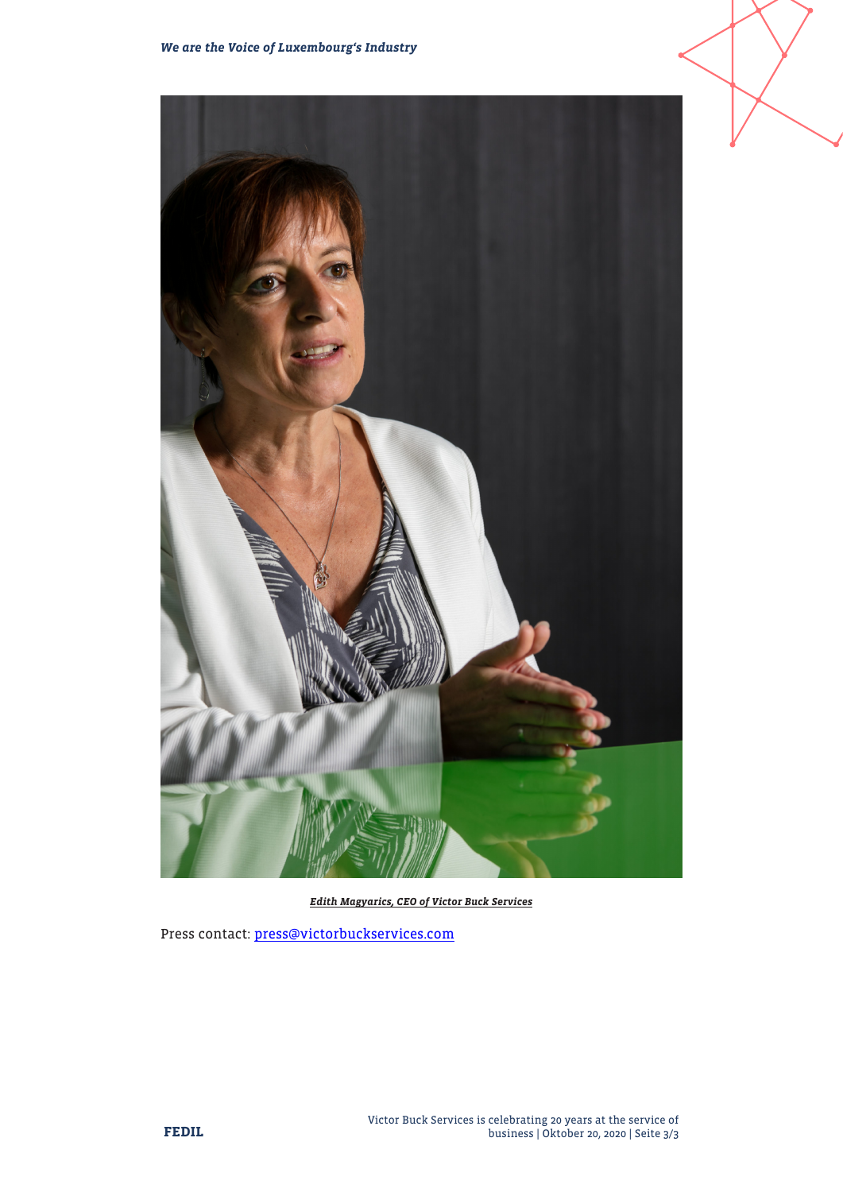*__Edith Magyarics, CEO of Victor Buck Services__*

Press contact: press@victorbuckservices.com